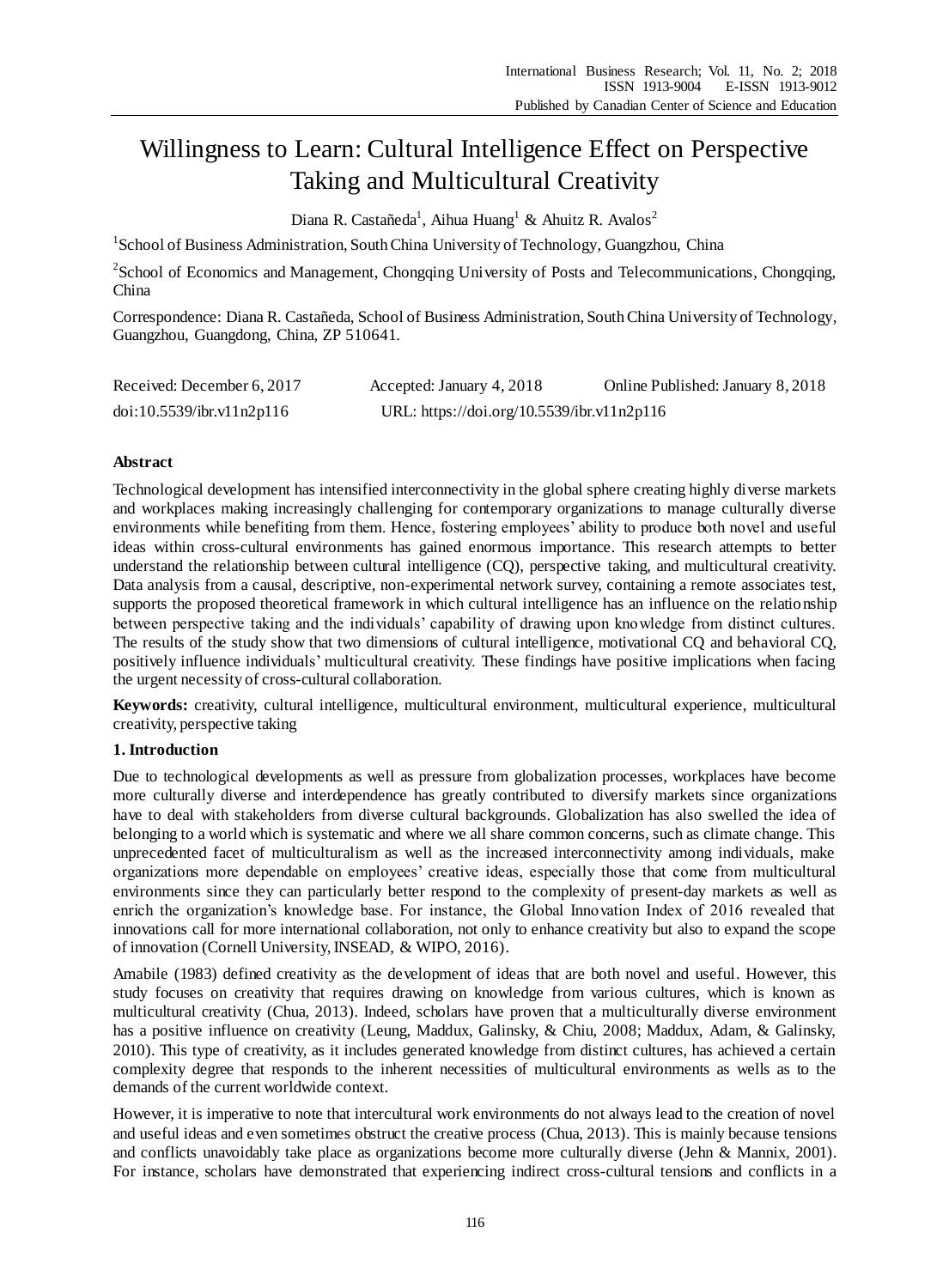# Willingness to Learn: Cultural Intelligence Effect on Perspective Taking and Multicultural Creativity

Diana R. Castañeda[1], Aihua Huang[1] & Ahuitz R. Avalos[2]

[1]School of Business Administration, South China University of Technology, Guangzhou, China

[2]School of Economics and Management, Chongqing University of Posts and Telecommunications, Chongqing, China

Correspondence: Diana R. Castañeda, School of Business Administration, South China University of Technology, Guangzhou, Guangdong, China, ZP 510641.

| Received: December 6, 2017 | Accepted: January 4, 2018 | Online Published: January 8, 2018 |
|---|---|---|
| doi:10.5539/ibr.v11n2p116 | URL: https://doi.org/10.5539/ibr.v11n2p116 | |

**Abstract**

Technological development has intensified interconnectivity in the global sphere creating highly diverse markets and workplaces making increasingly challenging for contemporary organizations to manage culturally diverse environments while benefiting from them. Hence, fostering employees' ability to produce both novel and useful ideas within cross-cultural environments has gained enormous importance. This research attempts to better understand the relationship between cultural intelligence (CQ), perspective taking, and multicultural creativity. Data analysis from a causal, descriptive, non-experimental network survey, containing a remote associates test, supports the proposed theoretical framework in which cultural intelligence has an influence on the relationship between perspective taking and the individuals' capability of drawing upon knowledge from distinct cultures. The results of the study show that two dimensions of cultural intelligence, motivational CQ and behavioral CQ, positively influence individuals' multicultural creativity. These findings have positive implications when facing the urgent necessity of cross-cultural collaboration.

**Keywords:** creativity, cultural intelligence, multicultural environment, multicultural experience, multicultural creativity, perspective taking

## 1. Introduction

Due to technological developments as well as pressure from globalization processes, workplaces have become more culturally diverse and interdependence has greatly contributed to diversify markets since organizations have to deal with stakeholders from diverse cultural backgrounds. Globalization has also swelled the idea of belonging to a world which is systematic and where we all share common concerns, such as climate change. This unprecedented facet of multiculturalism as well as the increased interconnectivity among individuals, make organizations more dependable on employees' creative ideas, especially those that come from multicultural environments since they can particularly better respond to the complexity of present-day markets as well as enrich the organization's knowledge base. For instance, the Global Innovation Index of 2016 revealed that innovations call for more international collaboration, not only to enhance creativity but also to expand the scope of innovation (Cornell University, INSEAD, & WIPO, 2016).

Amabile (1983) defined creativity as the development of ideas that are both novel and useful. However, this study focuses on creativity that requires drawing on knowledge from various cultures, which is known as multicultural creativity (Chua, 2013). Indeed, scholars have proven that a multiculturally diverse environment has a positive influence on creativity (Leung, Maddux, Galinsky, & Chiu, 2008; Maddux, Adam, & Galinsky, 2010). This type of creativity, as it includes generated knowledge from distinct cultures, has achieved a certain complexity degree that responds to the inherent necessities of multicultural environments as wells as to the demands of the current worldwide context.

However, it is imperative to note that intercultural work environments do not always lead to the creation of novel and useful ideas and even sometimes obstruct the creative process (Chua, 2013). This is mainly because tensions and conflicts unavoidably take place as organizations become more culturally diverse (Jehn & Mannix, 2001). For instance, scholars have demonstrated that experiencing indirect cross-cultural tensions and conflicts in a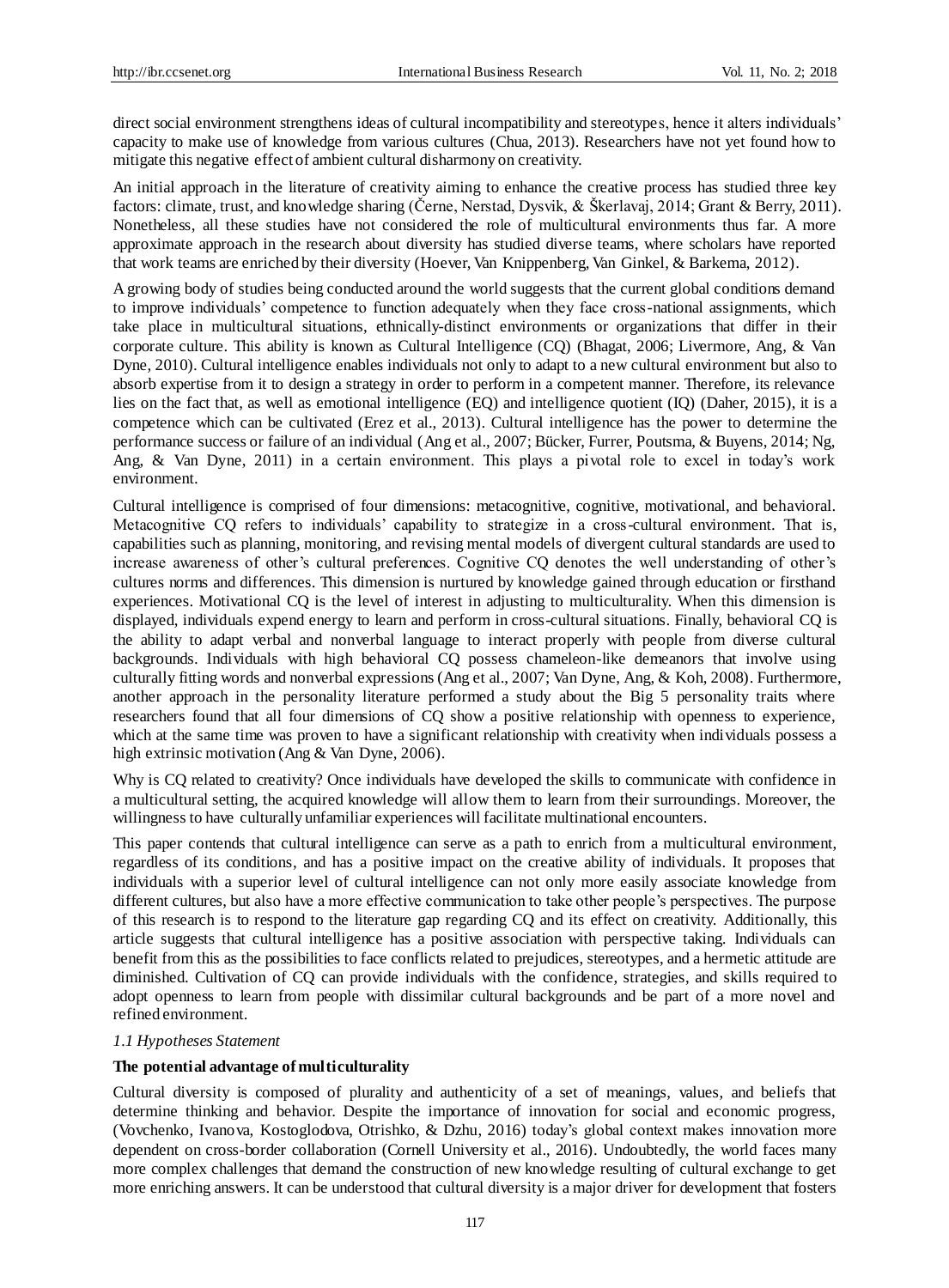direct social environment strengthens ideas of cultural incompatibility and stereotypes, hence it alters individuals' capacity to make use of knowledge from various cultures (Chua, 2013). Researchers have not yet found how to mitigate this negative effect of ambient cultural disharmony on creativity.

An initial approach in the literature of creativity aiming to enhance the creative process has studied three key factors: climate, trust, and knowledge sharing (Černe, Nerstad, Dysvik, & Škerlavaj, 2014; Grant & Berry, 2011). Nonetheless, all these studies have not considered the role of multicultural environments thus far. A more approximate approach in the research about diversity has studied diverse teams, where scholars have reported that work teams are enriched by their diversity (Hoever, Van Knippenberg, Van Ginkel, & Barkema, 2012).

A growing body of studies being conducted around the world suggests that the current global conditions demand to improve individuals' competence to function adequately when they face cross-national assignments, which take place in multicultural situations, ethnically-distinct environments or organizations that differ in their corporate culture. This ability is known as Cultural Intelligence (CQ) (Bhagat, 2006; Livermore, Ang, & Van Dyne, 2010). Cultural intelligence enables individuals not only to adapt to a new cultural environment but also to absorb expertise from it to design a strategy in order to perform in a competent manner. Therefore, its relevance lies on the fact that, as well as emotional intelligence (EQ) and intelligence quotient (IQ) (Daher, 2015), it is a competence which can be cultivated (Erez et al., 2013). Cultural intelligence has the power to determine the performance success or failure of an individual (Ang et al., 2007; Bücker, Furrer, Poutsma, & Buyens, 2014; Ng, Ang, & Van Dyne, 2011) in a certain environment. This plays a pivotal role to excel in today's work environment.

Cultural intelligence is comprised of four dimensions: metacognitive, cognitive, motivational, and behavioral. Metacognitive CQ refers to individuals' capability to strategize in a cross-cultural environment. That is, capabilities such as planning, monitoring, and revising mental models of divergent cultural standards are used to increase awareness of other's cultural preferences. Cognitive CQ denotes the well understanding of other's cultures norms and differences. This dimension is nurtured by knowledge gained through education or firsthand experiences. Motivational CQ is the level of interest in adjusting to multiculturality. When this dimension is displayed, individuals expend energy to learn and perform in cross-cultural situations. Finally, behavioral CQ is the ability to adapt verbal and nonverbal language to interact properly with people from diverse cultural backgrounds. Individuals with high behavioral CQ possess chameleon-like demeanors that involve using culturally fitting words and nonverbal expressions (Ang et al., 2007; Van Dyne, Ang, & Koh, 2008). Furthermore, another approach in the personality literature performed a study about the Big 5 personality traits where researchers found that all four dimensions of CQ show a positive relationship with openness to experience, which at the same time was proven to have a significant relationship with creativity when individuals possess a high extrinsic motivation (Ang & Van Dyne, 2006).

Why is CQ related to creativity? Once individuals have developed the skills to communicate with confidence in a multicultural setting, the acquired knowledge will allow them to learn from their surroundings. Moreover, the willingness to have culturally unfamiliar experiences will facilitate multinational encounters.

This paper contends that cultural intelligence can serve as a path to enrich from a multicultural environment, regardless of its conditions, and has a positive impact on the creative ability of individuals. It proposes that individuals with a superior level of cultural intelligence can not only more easily associate knowledge from different cultures, but also have a more effective communication to take other people's perspectives. The purpose of this research is to respond to the literature gap regarding CQ and its effect on creativity. Additionally, this article suggests that cultural intelligence has a positive association with perspective taking. Individuals can benefit from this as the possibilities to face conflicts related to prejudices, stereotypes, and a hermetic attitude are diminished. Cultivation of CQ can provide individuals with the confidence, strategies, and skills required to adopt openness to learn from people with dissimilar cultural backgrounds and be part of a more novel and refined environment.

### *1.1 Hypotheses Statement*

**The potential advantage of multiculturality**

Cultural diversity is composed of plurality and authenticity of a set of meanings, values, and beliefs that determine thinking and behavior. Despite the importance of innovation for social and economic progress, (Vovchenko, Ivanova, Kostoglodova, Otrishko, & Dzhu, 2016) today's global context makes innovation more dependent on cross-border collaboration (Cornell University et al., 2016). Undoubtedly, the world faces many more complex challenges that demand the construction of new knowledge resulting of cultural exchange to get more enriching answers. It can be understood that cultural diversity is a major driver for development that fosters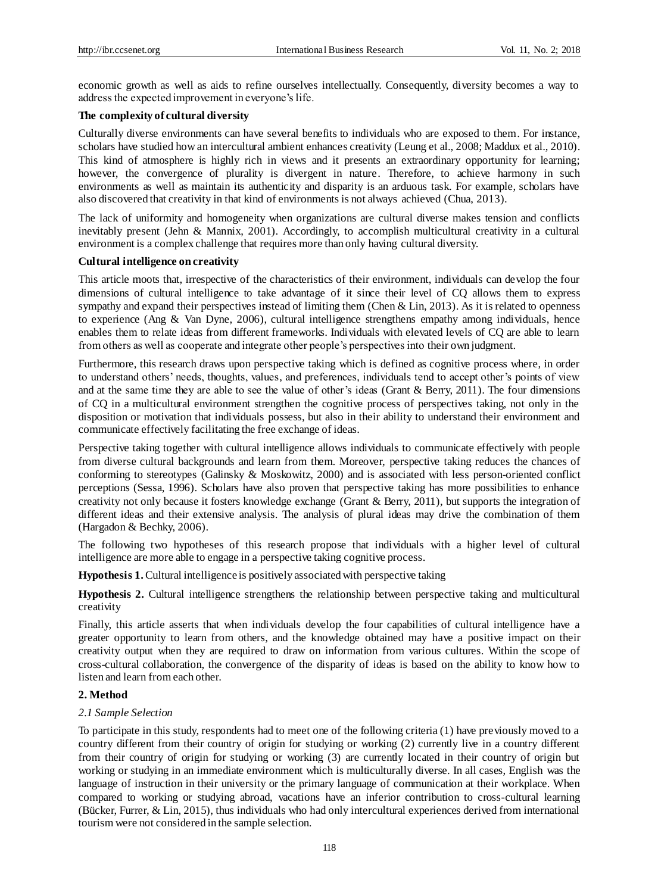economic growth as well as aids to refine ourselves intellectually. Consequently, diversity becomes a way to address the expected improvement in everyone's life.

**The complexity of cultural diversity**

Culturally diverse environments can have several benefits to individuals who are exposed to them. For instance, scholars have studied how an intercultural ambient enhances creativity (Leung et al., 2008; Maddux et al., 2010). This kind of atmosphere is highly rich in views and it presents an extraordinary opportunity for learning; however, the convergence of plurality is divergent in nature. Therefore, to achieve harmony in such environments as well as maintain its authenticity and disparity is an arduous task. For example, scholars have also discovered that creativity in that kind of environments is not always achieved (Chua, 2013).

The lack of uniformity and homogeneity when organizations are cultural diverse makes tension and conflicts inevitably present (Jehn & Mannix, 2001). Accordingly, to accomplish multicultural creativity in a cultural environment is a complex challenge that requires more than only having cultural diversity.

**Cultural intelligence on creativity**

This article moots that, irrespective of the characteristics of their environment, individuals can develop the four dimensions of cultural intelligence to take advantage of it since their level of CQ allows them to express sympathy and expand their perspectives instead of limiting them (Chen & Lin, 2013). As it is related to openness to experience (Ang & Van Dyne, 2006), cultural intelligence strengthens empathy among individuals, hence enables them to relate ideas from different frameworks. Individuals with elevated levels of CQ are able to learn from others as well as cooperate and integrate other people's perspectives into their own judgment.

Furthermore, this research draws upon perspective taking which is defined as cognitive process where, in order to understand others' needs, thoughts, values, and preferences, individuals tend to accept other's points of view and at the same time they are able to see the value of other's ideas (Grant & Berry, 2011). The four dimensions of CQ in a multicultural environment strengthen the cognitive process of perspectives taking, not only in the disposition or motivation that individuals possess, but also in their ability to understand their environment and communicate effectively facilitating the free exchange of ideas.

Perspective taking together with cultural intelligence allows individuals to communicate effectively with people from diverse cultural backgrounds and learn from them. Moreover, perspective taking reduces the chances of conforming to stereotypes (Galinsky & Moskowitz, 2000) and is associated with less person-oriented conflict perceptions (Sessa, 1996). Scholars have also proven that perspective taking has more possibilities to enhance creativity not only because it fosters knowledge exchange (Grant & Berry, 2011), but supports the integration of different ideas and their extensive analysis. The analysis of plural ideas may drive the combination of them (Hargadon & Bechky, 2006).

The following two hypotheses of this research propose that individuals with a higher level of cultural intelligence are more able to engage in a perspective taking cognitive process.

**Hypothesis 1.** Cultural intelligence is positively associated with perspective taking

**Hypothesis 2.** Cultural intelligence strengthens the relationship between perspective taking and multicultural creativity

Finally, this article asserts that when individuals develop the four capabilities of cultural intelligence have a greater opportunity to learn from others, and the knowledge obtained may have a positive impact on their creativity output when they are required to draw on information from various cultures. Within the scope of cross-cultural collaboration, the convergence of the disparity of ideas is based on the ability to know how to listen and learn from each other.

## 2. Method

### *2.1 Sample Selection*

To participate in this study, respondents had to meet one of the following criteria (1) have previously moved to a country different from their country of origin for studying or working (2) currently live in a country different from their country of origin for studying or working (3) are currently located in their country of origin but working or studying in an immediate environment which is multiculturally diverse. In all cases, English was the language of instruction in their university or the primary language of communication at their workplace. When compared to working or studying abroad, vacations have an inferior contribution to cross-cultural learning (Bücker, Furrer, & Lin, 2015), thus individuals who had only intercultural experiences derived from international tourism were not considered in the sample selection.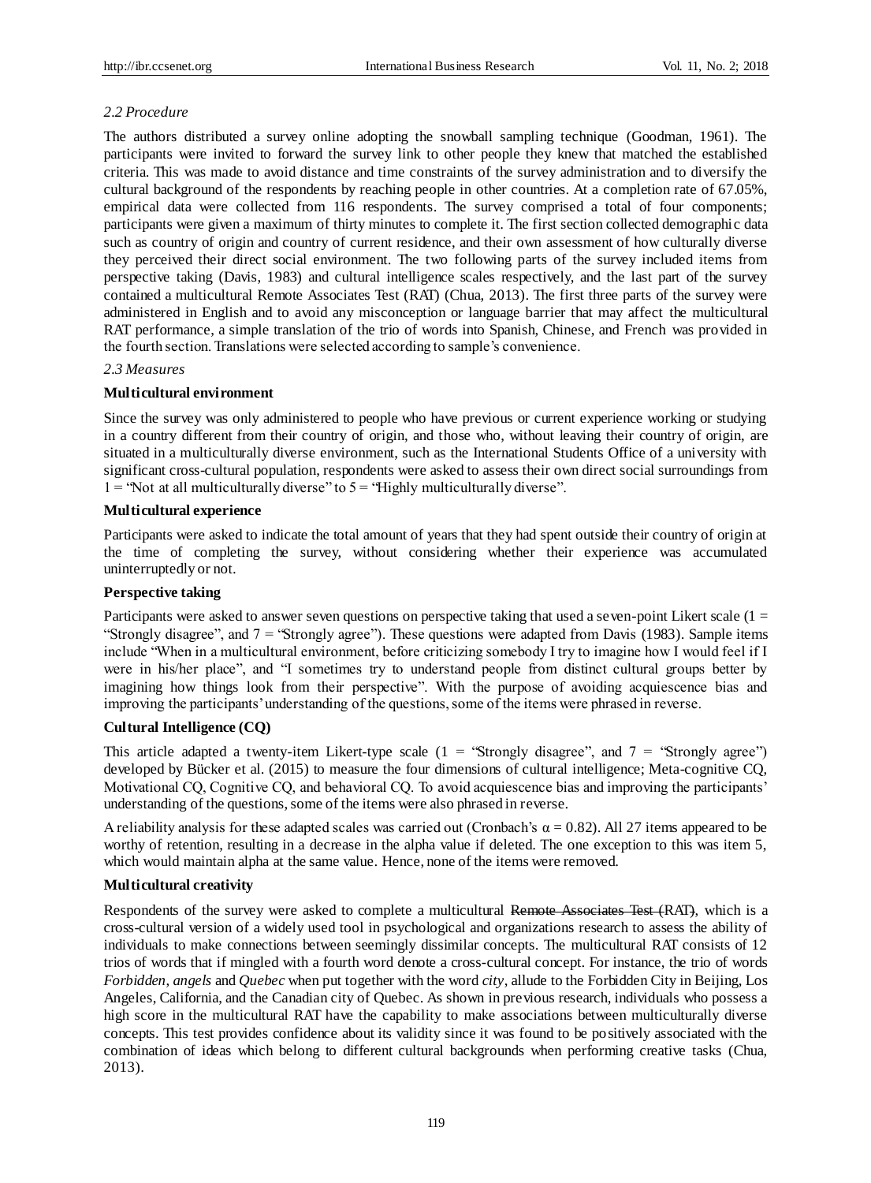### 2.2 Procedure

The authors distributed a survey online adopting the snowball sampling technique (Goodman, 1961). The participants were invited to forward the survey link to other people they knew that matched the established criteria. This was made to avoid distance and time constraints of the survey administration and to diversify the cultural background of the respondents by reaching people in other countries. At a completion rate of 67.05%, empirical data were collected from 116 respondents. The survey comprised a total of four components; participants were given a maximum of thirty minutes to complete it. The first section collected demographic data such as country of origin and country of current residence, and their own assessment of how culturally diverse they perceived their direct social environment. The two following parts of the survey included items from perspective taking (Davis, 1983) and cultural intelligence scales respectively, and the last part of the survey contained a multicultural Remote Associates Test (RAT) (Chua, 2013). The first three parts of the survey were administered in English and to avoid any misconception or language barrier that may affect the multicultural RAT performance, a simple translation of the trio of words into Spanish, Chinese, and French was provided in the fourth section. Translations were selected according to sample's convenience.

### 2.3 Measures

**Multicultural environment**

Since the survey was only administered to people who have previous or current experience working or studying in a country different from their country of origin, and those who, without leaving their country of origin, are situated in a multiculturally diverse environment, such as the International Students Office of a university with significant cross-cultural population, respondents were asked to assess their own direct social surroundings from 1 = "Not at all multiculturally diverse" to 5 = "Highly multiculturally diverse".

**Multicultural experience**

Participants were asked to indicate the total amount of years that they had spent outside their country of origin at the time of completing the survey, without considering whether their experience was accumulated uninterruptedly or not.

**Perspective taking**

Participants were asked to answer seven questions on perspective taking that used a seven-point Likert scale (1 = "Strongly disagree", and 7 = "Strongly agree"). These questions were adapted from Davis (1983). Sample items include "When in a multicultural environment, before criticizing somebody I try to imagine how I would feel if I were in his/her place", and "I sometimes try to understand people from distinct cultural groups better by imagining how things look from their perspective". With the purpose of avoiding acquiescence bias and improving the participants' understanding of the questions, some of the items were phrased in reverse.

**Cultural Intelligence (CQ)**

This article adapted a twenty-item Likert-type scale (1 = "Strongly disagree", and 7 = "Strongly agree") developed by Bücker et al. (2015) to measure the four dimensions of cultural intelligence; Meta-cognitive CQ, Motivational CQ, Cognitive CQ, and behavioral CQ. To avoid acquiescence bias and improving the participants' understanding of the questions, some of the items were also phrased in reverse.

A reliability analysis for these adapted scales was carried out (Cronbach's $\alpha = 0.82$). All 27 items appeared to be worthy of retention, resulting in a decrease in the alpha value if deleted. The one exception to this was item 5, which would maintain alpha at the same value. Hence, none of the items were removed.

**Multicultural creativity**

Respondents of the survey were asked to complete a multicultural ~~Remote Associates Test (~~RAT~~)~~, which is a cross-cultural version of a widely used tool in psychological and organizations research to assess the ability of individuals to make connections between seemingly dissimilar concepts. The multicultural RAT consists of 12 trios of words that if mingled with a fourth word denote a cross-cultural concept. For instance, the trio of words *Forbidden*, *angels* and *Quebec* when put together with the word *city*, allude to the Forbidden City in Beijing, Los Angeles, California, and the Canadian city of Quebec. As shown in previous research, individuals who possess a high score in the multicultural RAT have the capability to make associations between multiculturally diverse concepts. This test provides confidence about its validity since it was found to be positively associated with the combination of ideas which belong to different cultural backgrounds when performing creative tasks (Chua, 2013).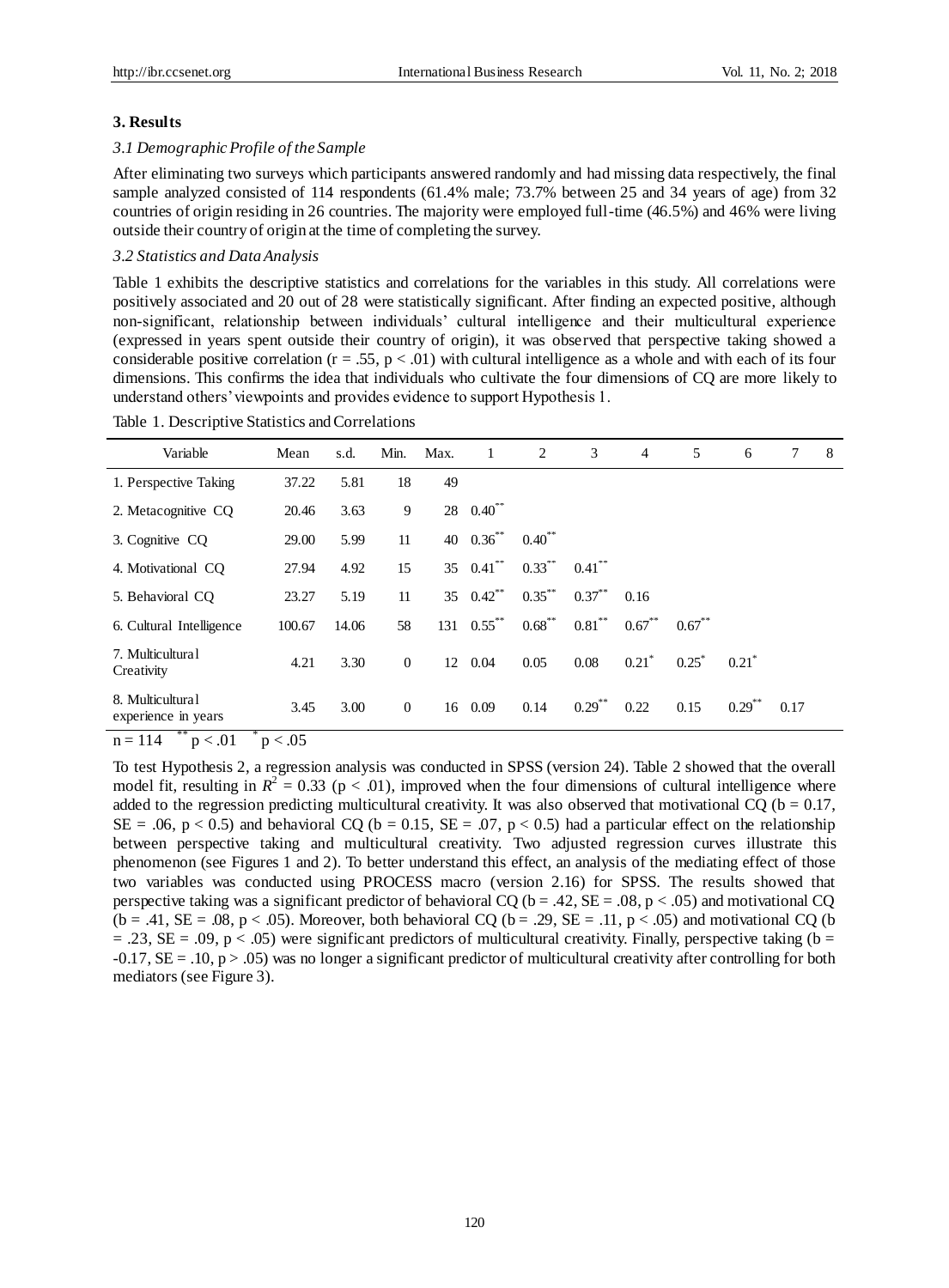## 3. Results

### *3.1 Demographic Profile of the Sample*

After eliminating two surveys which participants answered randomly and had missing data respectively, the final sample analyzed consisted of 114 respondents (61.4% male; 73.7% between 25 and 34 years of age) from 32 countries of origin residing in 26 countries. The majority were employed full-time (46.5%) and 46% were living outside their country of origin at the time of completing the survey.

### *3.2 Statistics and Data Analysis*

Table 1 exhibits the descriptive statistics and correlations for the variables in this study. All correlations were positively associated and 20 out of 28 were statistically significant. After finding an expected positive, although non-significant, relationship between individuals' cultural intelligence and their multicultural experience (expressed in years spent outside their country of origin), it was observed that perspective taking showed a considerable positive correlation ($r = .55$, $p < .01$) with cultural intelligence as a whole and with each of its four dimensions. This confirms the idea that individuals who cultivate the four dimensions of CQ are more likely to understand others' viewpoints and provides evidence to support Hypothesis 1.

Table 1. Descriptive Statistics and Correlations

| Variable | Mean | s.d. | Min. | Max. | 1 | 2 | 3 | 4 | 5 | 6 | 7 | 8 |
|---|---|---|---|---|---|---|---|---|---|---|---|---|
| 1. Perspective Taking | 37.22 | 5.81 | 18 | 49 | | | | | | | | |
| 2. Metacognitive CQ | 20.46 | 3.63 | 9 | 28 | 0.40** | | | | | | | |
| 3. Cognitive CQ | 29.00 | 5.99 | 11 | 40 | 0.36** | 0.40** | | | | | | |
| 4. Motivational CQ | 27.94 | 4.92 | 15 | 35 | 0.41** | 0.33** | 0.41** | | | | | |
| 5. Behavioral CQ | 23.27 | 5.19 | 11 | 35 | 0.42** | 0.35** | 0.37** | 0.16 | | | | |
| 6. Cultural Intelligence | 100.67 | 14.06 | 58 | 131 | 0.55** | 0.68** | 0.81** | 0.67** | 0.67** | | | |
| 7. Multicultural Creativity | 4.21 | 3.30 | 0 | 12 | 0.04 | 0.05 | 0.08 | 0.21* | 0.25* | 0.21* | | |
| 8. Multicultural experience in years | 3.45 | 3.00 | 0 | 16 | 0.09 | 0.14 | 0.29** | 0.22 | 0.15 | 0.29** | 0.17 | |

n = 114 ** p < .01 * p < .05

To test Hypothesis 2, a regression analysis was conducted in SPSS (version 24). Table 2 showed that the overall model fit, resulting in $R^2 = 0.33$ ($p < .01$), improved when the four dimensions of cultural intelligence where added to the regression predicting multicultural creativity. It was also observed that motivational CQ ($b = 0.17$, $SE = .06$, $p < 0.5$) and behavioral CQ ($b = 0.15$, $SE = .07$, $p < 0.5$) had a particular effect on the relationship between perspective taking and multicultural creativity. Two adjusted regression curves illustrate this phenomenon (see Figures 1 and 2). To better understand this effect, an analysis of the mediating effect of those two variables was conducted using PROCESS macro (version 2.16) for SPSS. The results showed that perspective taking was a significant predictor of behavioral CQ ($b = .42$, $SE = .08$, $p < .05$) and motivational CQ ($b = .41$, $SE = .08$, $p < .05$). Moreover, both behavioral CQ ($b = .29$, $SE = .11$, $p < .05$) and motivational CQ ($b = .23$, $SE = .09$, $p < .05$) were significant predictors of multicultural creativity. Finally, perspective taking ($b = -0.17$, $SE = .10$, $p > .05$) was no longer a significant predictor of multicultural creativity after controlling for both mediators (see Figure 3).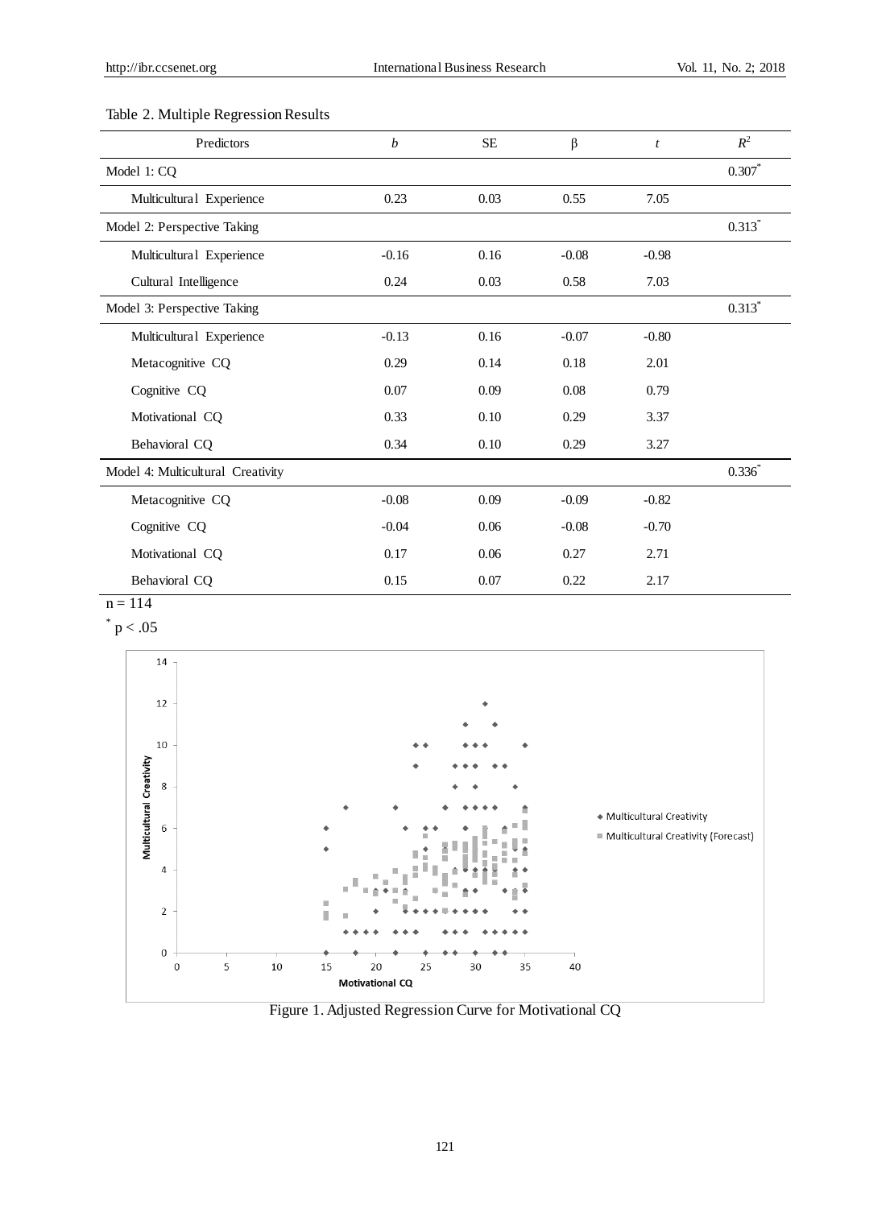Table 2. Multiple Regression Results

| Predictors | $b$ | SE | β | $t$ | $R^2$ |
|---|---|---|---|---|---|
| Model 1: CQ | | | | | 0.307* |
| Multicultural Experience | 0.23 | 0.03 | 0.55 | 7.05 | |
| Model 2: Perspective Taking | | | | | 0.313* |
| Multicultural Experience | -0.16 | 0.16 | -0.08 | -0.98 | |
| Cultural Intelligence | 0.24 | 0.03 | 0.58 | 7.03 | |
| Model 3: Perspective Taking | | | | | 0.313* |
| Multicultural Experience | -0.13 | 0.16 | -0.07 | -0.80 | |
| Metacognitive CQ | 0.29 | 0.14 | 0.18 | 2.01 | |
| Cognitive CQ | 0.07 | 0.09 | 0.08 | 0.79 | |
| Motivational CQ | 0.33 | 0.10 | 0.29 | 3.37 | |
| Behavioral CQ | 0.34 | 0.10 | 0.29 | 3.27 | |
| Model 4: Multicultural Creativity | | | | | 0.336* |
| Metacognitive CQ | -0.08 | 0.09 | -0.09 | -0.82 | |
| Cognitive CQ | -0.04 | 0.06 | -0.08 | -0.70 | |
| Motivational CQ | 0.17 | 0.06 | 0.27 | 2.71 | |
| Behavioral CQ | 0.15 | 0.07 | 0.22 | 2.17 | |

n = 114

* $p < .05$

Figure 1. Adjusted Regression Curve for Motivational CQ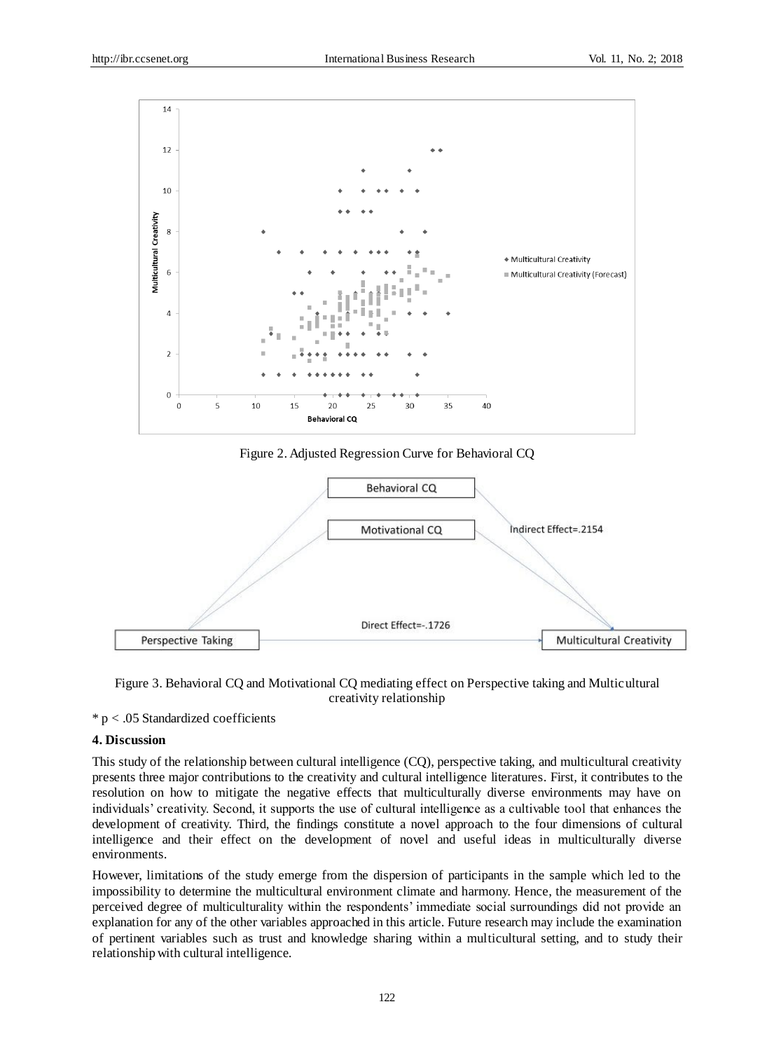Figure 2. Adjusted Regression Curve for Behavioral CQ

Figure 3. Behavioral CQ and Motivational CQ mediating effect on Perspective taking and Multicultural creativity relationship

\* p < .05 Standardized coefficients

### 4. Discussion

This study of the relationship between cultural intelligence (CQ), perspective taking, and multicultural creativity presents three major contributions to the creativity and cultural intelligence literatures. First, it contributes to the resolution on how to mitigate the negative effects that multiculturally diverse environments may have on individuals' creativity. Second, it supports the use of cultural intelligence as a cultivable tool that enhances the development of creativity. Third, the findings constitute a novel approach to the four dimensions of cultural intelligence and their effect on the development of novel and useful ideas in multiculturally diverse environments.

However, limitations of the study emerge from the dispersion of participants in the sample which led to the impossibility to determine the multicultural environment climate and harmony. Hence, the measurement of the perceived degree of multiculturality within the respondents' immediate social surroundings did not provide an explanation for any of the other variables approached in this article. Future research may include the examination of pertinent variables such as trust and knowledge sharing within a multicultural setting, and to study their relationship with cultural intelligence.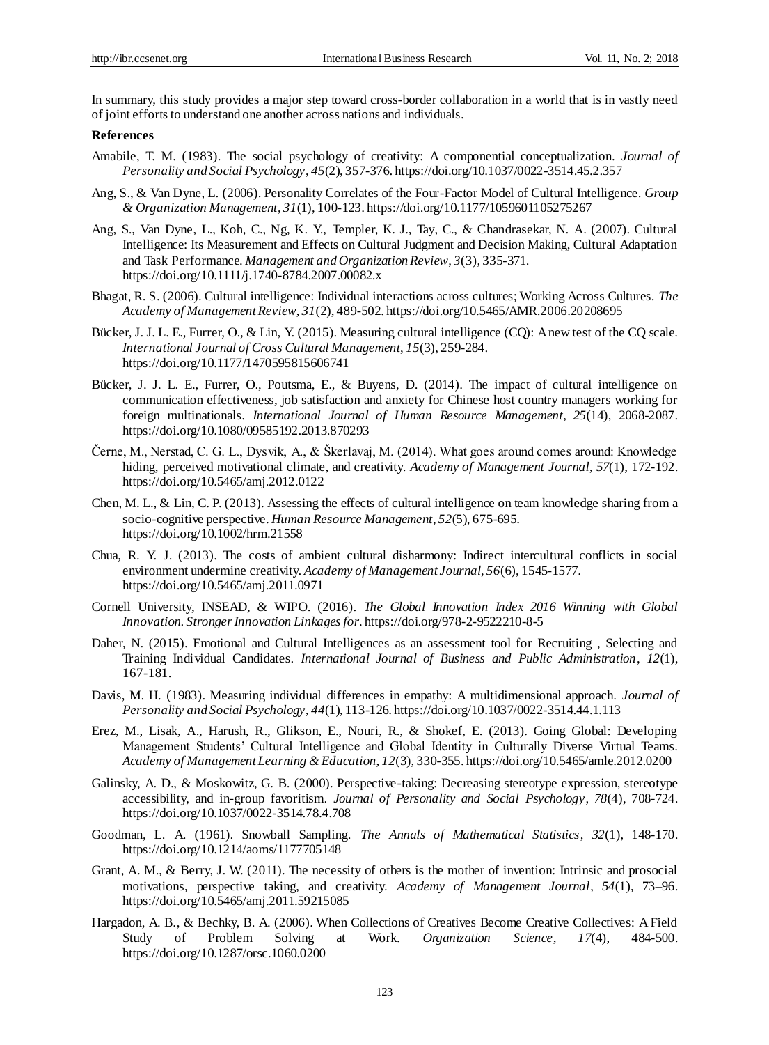In summary, this study provides a major step toward cross-border collaboration in a world that is in vastly need of joint efforts to understand one another across nations and individuals.

**References**

Amabile, T. M. (1983). The social psychology of creativity: A componential conceptualization. *Journal of Personality and Social Psychology*, *45*(2), 357-376. https://doi.org/10.1037/0022-3514.45.2.357

Ang, S., & Van Dyne, L. (2006). Personality Correlates of the Four-Factor Model of Cultural Intelligence. *Group & Organization Management*, *31*(1), 100-123. https://doi.org/10.1177/1059601105275267

Ang, S., Van Dyne, L., Koh, C., Ng, K. Y., Templer, K. J., Tay, C., & Chandrasekar, N. A. (2007). Cultural Intelligence: Its Measurement and Effects on Cultural Judgment and Decision Making, Cultural Adaptation and Task Performance. *Management and Organization Review*, *3*(3), 335-371. https://doi.org/10.1111/j.1740-8784.2007.00082.x

Bhagat, R. S. (2006). Cultural intelligence: Individual interactions across cultures; Working Across Cultures. *The Academy of Management Review*, *31*(2), 489-502. https://doi.org/10.5465/AMR.2006.20208695

Bücker, J. J. L. E., Furrer, O., & Lin, Y. (2015). Measuring cultural intelligence (CQ): A new test of the CQ scale. *International Journal of Cross Cultural Management*, *15*(3), 259-284. https://doi.org/10.1177/1470595815606741

Bücker, J. J. L. E., Furrer, O., Poutsma, E., & Buyens, D. (2014). The impact of cultural intelligence on communication effectiveness, job satisfaction and anxiety for Chinese host country managers working for foreign multinationals. *International Journal of Human Resource Management*, *25*(14), 2068-2087. https://doi.org/10.1080/09585192.2013.870293

Černe, M., Nerstad, C. G. L., Dysvik, A., & Škerlavaj, M. (2014). What goes around comes around: Knowledge hiding, perceived motivational climate, and creativity. *Academy of Management Journal*, *57*(1), 172-192. https://doi.org/10.5465/amj.2012.0122

Chen, M. L., & Lin, C. P. (2013). Assessing the effects of cultural intelligence on team knowledge sharing from a socio-cognitive perspective. *Human Resource Management*, *52*(5), 675-695. https://doi.org/10.1002/hrm.21558

Chua, R. Y. J. (2013). The costs of ambient cultural disharmony: Indirect intercultural conflicts in social environment undermine creativity. *Academy of Management Journal*, *56*(6), 1545-1577. https://doi.org/10.5465/amj.2011.0971

Cornell University, INSEAD, & WIPO. (2016). *The Global Innovation Index 2016 Winning with Global Innovation. Stronger Innovation Linkages for*. https://doi.org/978-2-9522210-8-5

Daher, N. (2015). Emotional and Cultural Intelligences as an assessment tool for Recruiting , Selecting and Training Individual Candidates. *International Journal of Business and Public Administration*, *12*(1), 167-181.

Davis, M. H. (1983). Measuring individual differences in empathy: A multidimensional approach. *Journal of Personality and Social Psychology*, *44*(1), 113-126. https://doi.org/10.1037/0022-3514.44.1.113

Erez, M., Lisak, A., Harush, R., Glikson, E., Nouri, R., & Shokef, E. (2013). Going Global: Developing Management Students' Cultural Intelligence and Global Identity in Culturally Diverse Virtual Teams. *Academy of Management Learning & Education*, *12*(3), 330-355. https://doi.org/10.5465/amle.2012.0200

Galinsky, A. D., & Moskowitz, G. B. (2000). Perspective-taking: Decreasing stereotype expression, stereotype accessibility, and in-group favoritism. *Journal of Personality and Social Psychology*, *78*(4), 708-724. https://doi.org/10.1037/0022-3514.78.4.708

Goodman, L. A. (1961). Snowball Sampling. *The Annals of Mathematical Statistics*, *32*(1), 148-170. https://doi.org/10.1214/aoms/1177705148

Grant, A. M., & Berry, J. W. (2011). The necessity of others is the mother of invention: Intrinsic and prosocial motivations, perspective taking, and creativity. *Academy of Management Journal*, *54*(1), 73–96. https://doi.org/10.5465/amj.2011.59215085

Hargadon, A. B., & Bechky, B. A. (2006). When Collections of Creatives Become Creative Collectives: A Field Study of Problem Solving at Work. *Organization Science*, *17*(4), 484-500. https://doi.org/10.1287/orsc.1060.0200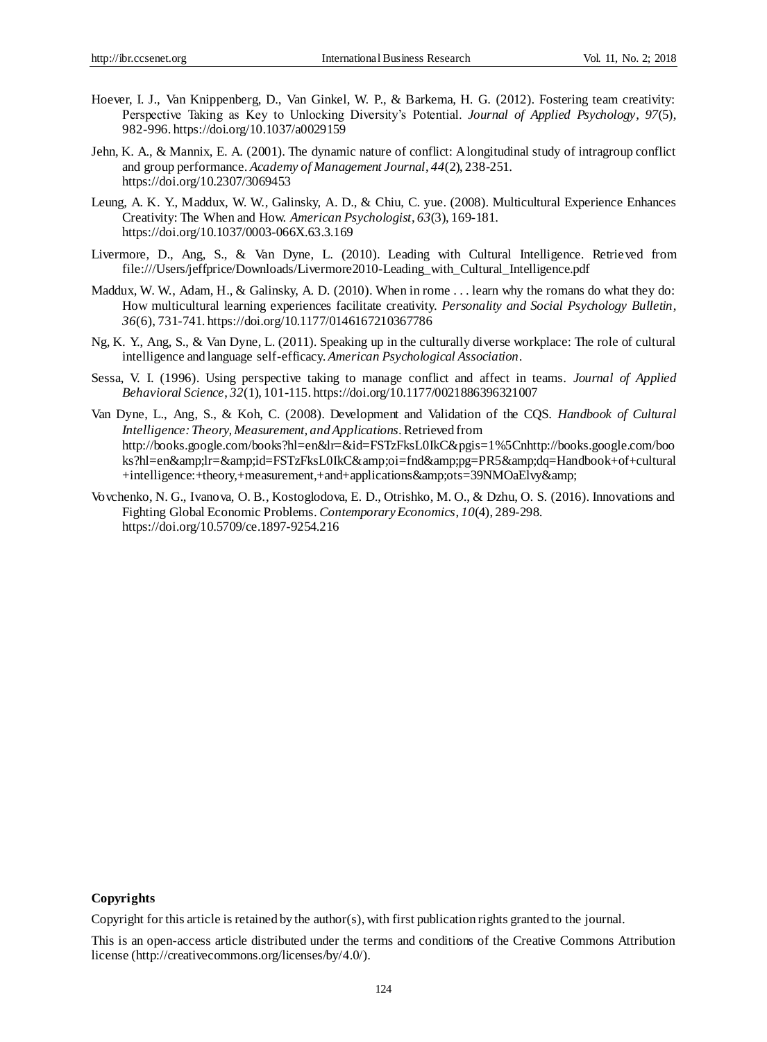Hoever, I. J., Van Knippenberg, D., Van Ginkel, W. P., & Barkema, H. G. (2012). Fostering team creativity: Perspective Taking as Key to Unlocking Diversity's Potential. *Journal of Applied Psychology*, *97*(5), 982-996. https://doi.org/10.1037/a0029159

Jehn, K. A., & Mannix, E. A. (2001). The dynamic nature of conflict: A longitudinal study of intragroup conflict and group performance. *Academy of Management Journal*, *44*(2), 238-251. https://doi.org/10.2307/3069453

Leung, A. K. Y., Maddux, W. W., Galinsky, A. D., & Chiu, C. yue. (2008). Multicultural Experience Enhances Creativity: The When and How. *American Psychologist*, *63*(3), 169-181. https://doi.org/10.1037/0003-066X.63.3.169

Livermore, D., Ang, S., & Van Dyne, L. (2010). Leading with Cultural Intelligence. Retrieved from file:///Users/jeffprice/Downloads/Livermore2010-Leading_with_Cultural_Intelligence.pdf

Maddux, W. W., Adam, H., & Galinsky, A. D. (2010). When in rome . . . learn why the romans do what they do: How multicultural learning experiences facilitate creativity. *Personality and Social Psychology Bulletin*, *36*(6), 731-741. https://doi.org/10.1177/0146167210367786

Ng, K. Y., Ang, S., & Van Dyne, L. (2011). Speaking up in the culturally diverse workplace: The role of cultural intelligence and language self-efficacy. *American Psychological Association*.

Sessa, V. I. (1996). Using perspective taking to manage conflict and affect in teams. *Journal of Applied Behavioral Science*, *32*(1), 101-115. https://doi.org/10.1177/0021886396321007

Van Dyne, L., Ang, S., & Koh, C. (2008). Development and Validation of the CQS. *Handbook of Cultural Intelligence: Theory, Measurement, and Applications*. Retrieved from http://books.google.com/books?hl=en&lr=&id=FSTzFksL0IkC&pgis=1%5Cnhttp://books.google.com/books?hl=en&amp;lr=&amp;id=FSTzFksL0IkC&amp;oi=fnd&amp;pg=PR5&amp;dq=Handbook+of+cultural+intelligence:+theory,+measurement,+and+applications&amp;ots=39NMOaElvy&amp;

Vovchenko, N. G., Ivanova, O. B., Kostoglodova, E. D., Otrishko, M. O., & Dzhu, O. S. (2016). Innovations and Fighting Global Economic Problems. *Contemporary Economics*, *10*(4), 289-298. https://doi.org/10.5709/ce.1897-9254.216

**Copyrights**

Copyright for this article is retained by the author(s), with first publication rights granted to the journal.

This is an open-access article distributed under the terms and conditions of the Creative Commons Attribution license (http://creativecommons.org/licenses/by/4.0/).